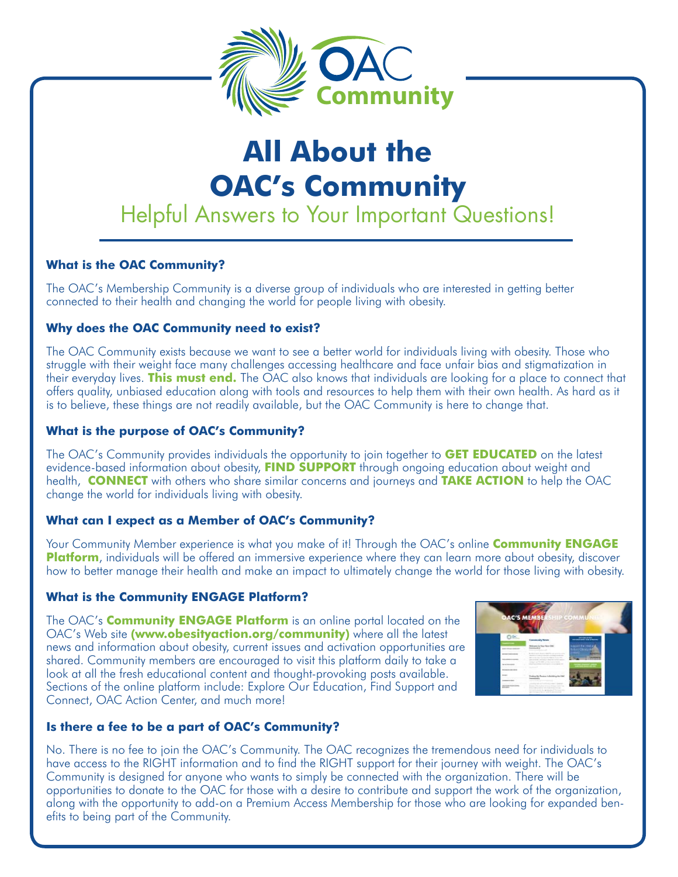OAC Community

# All About the OAC's Community

## Helpful Answers to Your Important Questions!

### What is the OAC Community?

The OAC's Membership Community is a diverse group of individuals who are interested in getting better connected to their health and changing the world for people living with obesity.

### Why does the OAC Community need to exist?

The OAC Community exists because we want to see a better world for individuals living with obesity. Those who struggle with their weight face many challenges accessing healthcare and face unfair bias and stigmatization in their everyday lives. **This must end.** The OAC also knows that individuals are looking for a place to connect that offers quality, unbiased education along with tools and resources to help them with their own health. As hard as it is to believe, these things are not readily available, but the OAC Community is here to change that.

### What is the purpose of OAC's Community?

The OAC's Community provides individuals the opportunity to join together to **GET EDUCATED** on the latest evidence-based information about obesity, **FIND SUPPORT** through ongoing education about weight and health, **CONNECT** with others who share similar concerns and journeys and **TAKE ACTION** to help the OAC change the world for individuals living with obesity.

### What can I expect as a Member of OAC's Community?

Your Community Member experience is what you make of it! Through the OAC's online **Community ENGAGE Platform**, individuals will be offered an immersive experience where they can learn more about obesity, discover how to better manage their health and make an impact to ultimately change the world for those living with obesity.

### What is the Community ENGAGE Platform?

The OAC's **Community ENGAGE Platform** is an online portal located on the OAC's Web site **(www.obesityaction.org/community)** where all the latest news and information about obesity, current issues and activation opportunities are shared. Community members are encouraged to visit this platform daily to take a look at all the fresh educational content and thought-provoking posts available. Sections of the online platform include: Explore Our Education, Find Support and Connect, OAC Action Center, and much more!

### Is there a fee to be a part of OAC's Community?

No. There is no fee to join the OAC's Community. The OAC recognizes the tremendous need for individuals to have access to the RIGHT information and to find the RIGHT support for their journey with weight. The OAC's Community is designed for anyone who wants to simply be connected with the organization. There will be opportunities to donate to the OAC for those with a desire to contribute and support the work of the organization, along with the opportunity to add-on a Premium Access Membership for those who are looking for expanded benefits to being part of the Community.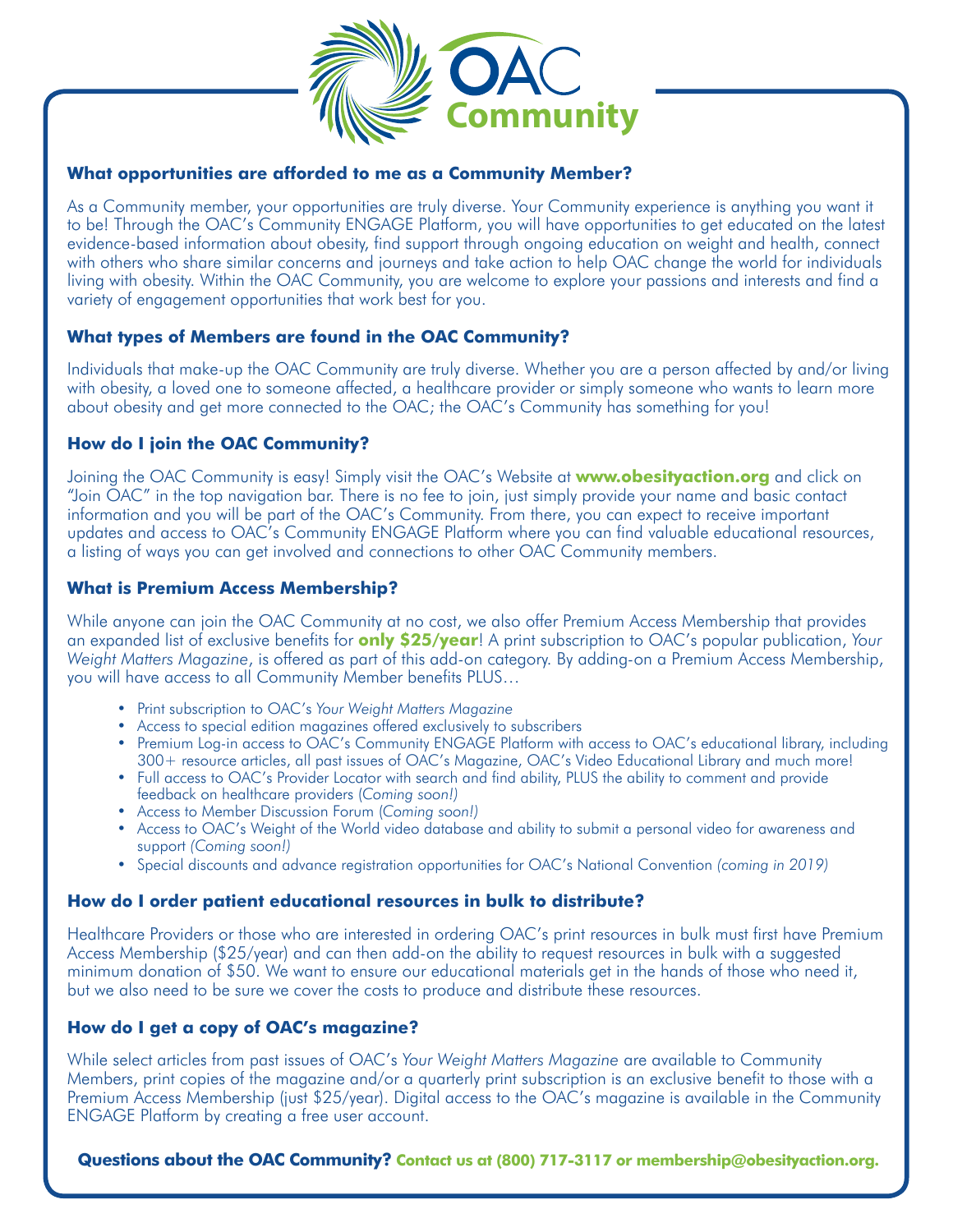OAC Community

### What opportunities are afforded to me as a Community Member?

As a Community member, your opportunities are truly diverse. Your Community experience is anything you want it to be! Through the OAC's Community ENGAGE Platform, you will have opportunities to get educated on the latest evidence-based information about obesity, find support through ongoing education on weight and health, connect with others who share similar concerns and journeys and take action to help OAC change the world for individuals living with obesity. Within the OAC Community, you are welcome to explore your passions and interests and find a variety of engagement opportunities that work best for you.

### What types of Members are found in the OAC Community?

Individuals that make-up the OAC Community are truly diverse. Whether you are a person affected by and/or living with obesity, a loved one to someone affected, a healthcare provider or simply someone who wants to learn more about obesity and get more connected to the OAC; the OAC's Community has something for you!

### How do I join the OAC Community?

Joining the OAC Community is easy! Simply visit the OAC's Website at **www.obesityaction.org** and click on "Join OAC" in the top navigation bar. There is no fee to join, just simply provide your name and basic contact information and you will be part of the OAC's Community. From there, you can expect to receive important updates and access to OAC's Community ENGAGE Platform where you can find valuable educational resources, a listing of ways you can get involved and connections to other OAC Community members.

### What is Premium Access Membership?

While anyone can join the OAC Community at no cost, we also offer Premium Access Membership that provides an expanded list of exclusive benefits for **only $25/year**! A print subscription to OAC's popular publication, *Your Weight Matters Magazine*, is offered as part of this add-on category. By adding-on a Premium Access Membership, you will have access to all Community Member benefits PLUS…

- Print subscription to OAC's *Your Weight Matters Magazine*
- Access to special edition magazines offered exclusively to subscribers
- Premium Log-in access to OAC's Community ENGAGE Platform with access to OAC's educational library, including 300+ resource articles, all past issues of OAC's Magazine, OAC's Video Educational Library and much more!
- Full access to OAC's Provider Locator with search and find ability, PLUS the ability to comment and provide feedback on healthcare providers (*Coming soon!*)
- Access to Member Discussion Forum (*Coming soon!*)
- Access to OAC's Weight of the World video database and ability to submit a personal video for awareness and support *(Coming soon!)*
- Special discounts and advance registration opportunities for OAC's National Convention *(coming in 2019)*

### How do I order patient educational resources in bulk to distribute?

Healthcare Providers or those who are interested in ordering OAC's print resources in bulk must first have Premium Access Membership ($25/year) and can then add-on the ability to request resources in bulk with a suggested minimum donation of $50. We want to ensure our educational materials get in the hands of those who need it, but we also need to be sure we cover the costs to produce and distribute these resources.

### How do I get a copy of OAC's magazine?

While select articles from past issues of OAC's *Your Weight Matters Magazine* are available to Community Members, print copies of the magazine and/or a quarterly print subscription is an exclusive benefit to those with a Premium Access Membership (just $25/year). Digital access to the OAC's magazine is available in the Community ENGAGE Platform by creating a free user account.

**Questions about the OAC Community? Contact us at (800) 717-3117 or membership@obesityaction.org.**